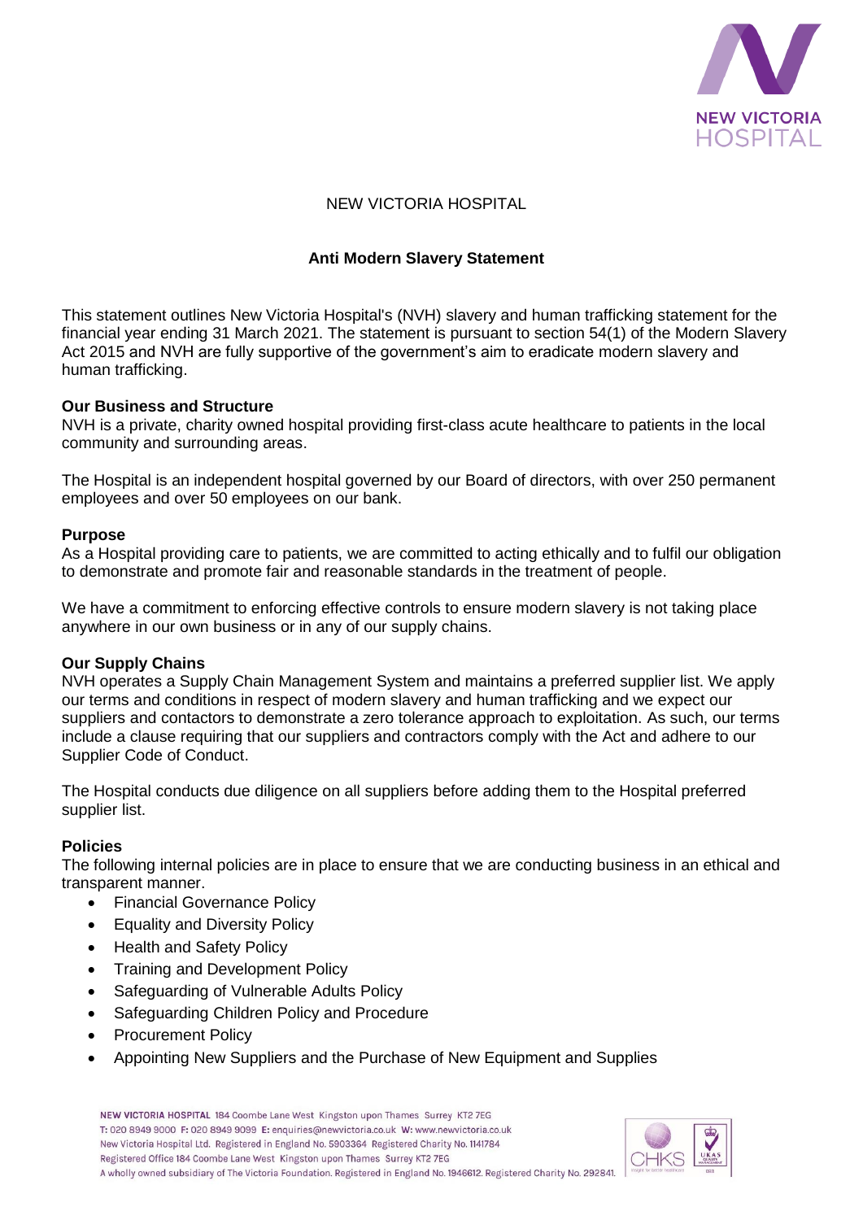NEW VICTORIA HOSPITAL

# Anti Modern Slavery Statement

This statement outlines New Victoria Hospital's (NVH) slavery and human trafficking statement for the financial year ending 31 March 2021. The statement is pursuant to section 54(1) of the Modern Slavery Act 2015 and NVH are fully supportive of the government's aim to eradicate modern slavery and human trafficking.

## Our Business and Structure

NVH is a private, charity owned hospital providing first-class acute healthcare to patients in the local community and surrounding areas.

The Hospital is an independent hospital governed by our Board of directors, with over 250 permanent employees and over 50 employees on our bank.

## Purpose

As a Hospital providing care to patients, we are committed to acting ethically and to fulfil our obligation to demonstrate and promote fair and reasonable standards in the treatment of people.

We have a commitment to enforcing effective controls to ensure modern slavery is not taking place anywhere in our own business or in any of our supply chains.

## Our Supply Chains

NVH operates a Supply Chain Management System and maintains a preferred supplier list. We apply our terms and conditions in respect of modern slavery and human trafficking and we expect our suppliers and contactors to demonstrate a zero tolerance approach to exploitation. As such, our terms include a clause requiring that our suppliers and contractors comply with the Act and adhere to our Supplier Code of Conduct.

The Hospital conducts due diligence on all suppliers before adding them to the Hospital preferred supplier list.

## Policies

The following internal policies are in place to ensure that we are conducting business in an ethical and transparent manner.

- Financial Governance Policy
- Equality and Diversity Policy
- Health and Safety Policy
- Training and Development Policy
- Safeguarding of Vulnerable Adults Policy
- Safeguarding Children Policy and Procedure
- Procurement Policy
- Appointing New Suppliers and the Purchase of New Equipment and Supplies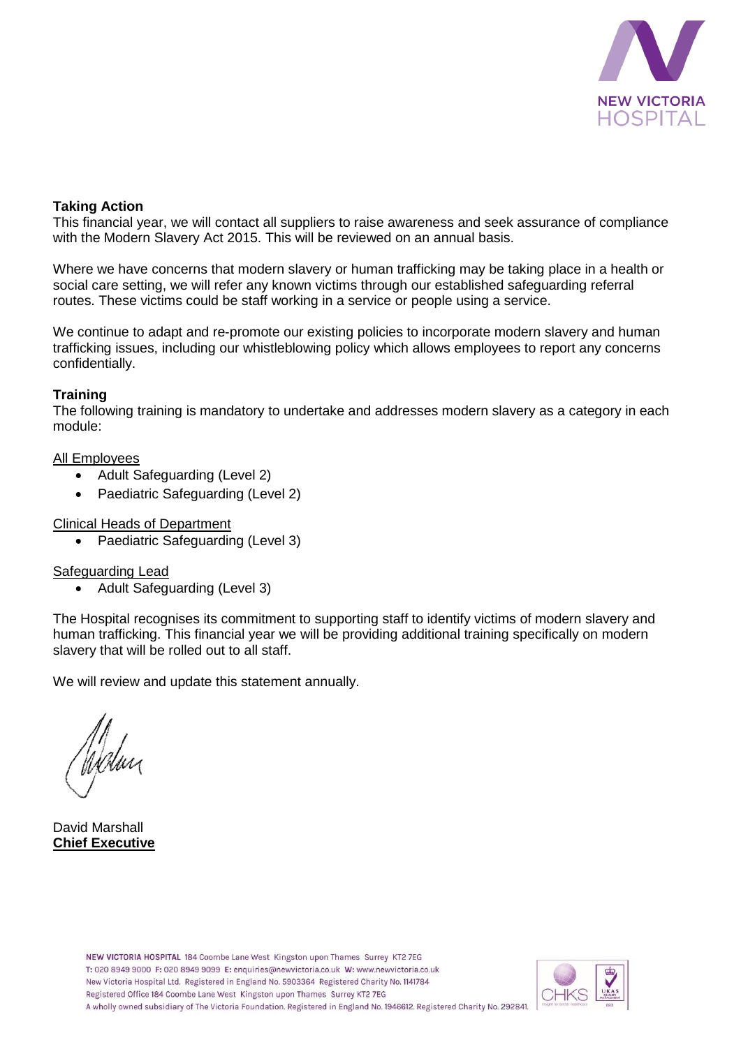**Taking Action**

This financial year, we will contact all suppliers to raise awareness and seek assurance of compliance with the Modern Slavery Act 2015. This will be reviewed on an annual basis.

Where we have concerns that modern slavery or human trafficking may be taking place in a health or social care setting, we will refer any known victims through our established safeguarding referral routes. These victims could be staff working in a service or people using a service.

We continue to adapt and re-promote our existing policies to incorporate modern slavery and human trafficking issues, including our whistleblowing policy which allows employees to report any concerns confidentially.

**Training**

The following training is mandatory to undertake and addresses modern slavery as a category in each module:

All Employees

- Adult Safeguarding (Level 2)
- Paediatric Safeguarding (Level 2)

Clinical Heads of Department

- Paediatric Safeguarding (Level 3)

Safeguarding Lead

- Adult Safeguarding (Level 3)

The Hospital recognises its commitment to supporting staff to identify victims of modern slavery and human trafficking. This financial year we will be providing additional training specifically on modern slavery that will be rolled out to all staff.

We will review and update this statement annually.

David Marshall
**Chief Executive**

NEW VICTORIA HOSPITAL 184 Coombe Lane West Kingston upon Thames Surrey KT2 7EG
T: 020 8949 9000 F: 020 8949 9099 E: enquiries@newvictoria.co.uk W: www.newvictoria.co.uk
New Victoria Hospital Ltd. Registered in England No. 5903364 Registered Charity No. 1141784
Registered Office 184 Coombe Lane West Kingston upon Thames Surrey KT2 7EG
A wholly owned subsidiary of The Victoria Foundation. Registered in England No. 1946612. Registered Charity No. 292841.